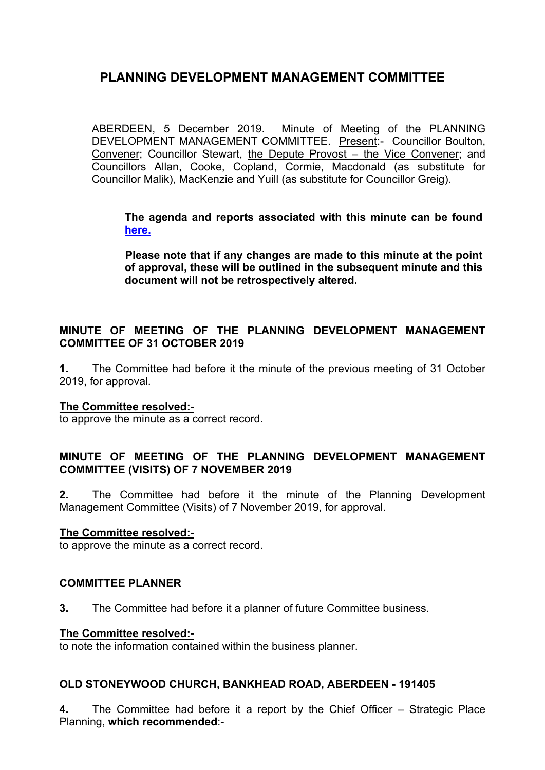# PLANNING DEVELOPMENT MANAGEMENT COMMITTEE

ABERDEEN, 5 December 2019. Minute of Meeting of the PLANNING DEVELOPMENT MANAGEMENT COMMITTEE. Present:- Councillor Boulton, Convener; Councillor Stewart, the Depute Provost – the Vice Convener; and Councillors Allan, Cooke, Copland, Cormie, Macdonald (as substitute for Councillor Malik), MacKenzie and Yuill (as substitute for Councillor Greig).

> **The agenda and reports associated with this minute can be found [here.](here.)**
>
> **Please note that if any changes are made to this minute at the point of approval, these will be outlined in the subsequent minute and this document will not be retrospectively altered.**

## MINUTE OF MEETING OF THE PLANNING DEVELOPMENT MANAGEMENT COMMITTEE OF 31 OCTOBER 2019

**1.** The Committee had before it the minute of the previous meeting of 31 October 2019, for approval.

**The Committee resolved:-**
to approve the minute as a correct record.

## MINUTE OF MEETING OF THE PLANNING DEVELOPMENT MANAGEMENT COMMITTEE (VISITS) OF 7 NOVEMBER 2019

**2.** The Committee had before it the minute of the Planning Development Management Committee (Visits) of 7 November 2019, for approval.

**The Committee resolved:-**
to approve the minute as a correct record.

## COMMITTEE PLANNER

**3.** The Committee had before it a planner of future Committee business.

**The Committee resolved:-**
to note the information contained within the business planner.

## OLD STONEYWOOD CHURCH, BANKHEAD ROAD, ABERDEEN - 191405

**4.** The Committee had before it a report by the Chief Officer – Strategic Place Planning, **which recommended**:-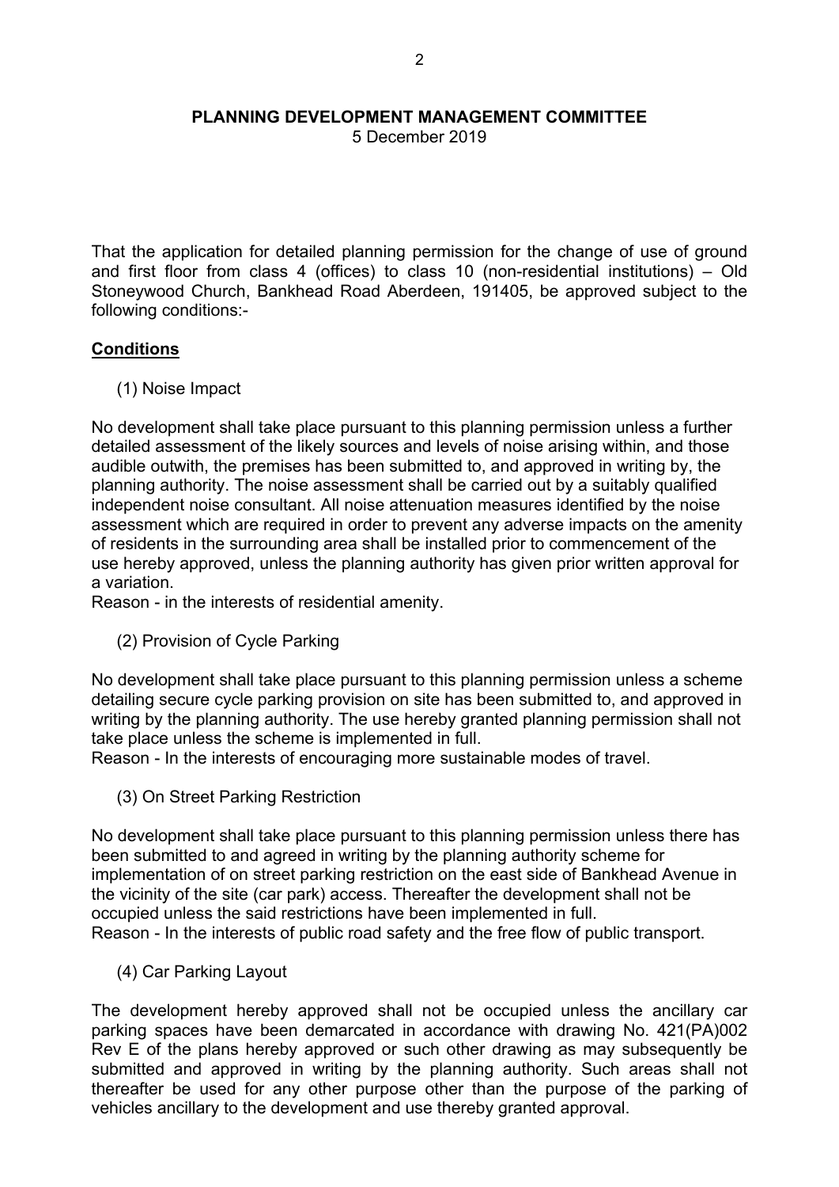**PLANNING DEVELOPMENT MANAGEMENT COMMITTEE**
5 December 2019

That the application for detailed planning permission for the change of use of ground and first floor from class 4 (offices) to class 10 (non-residential institutions) – Old Stoneywood Church, Bankhead Road Aberdeen, 191405, be approved subject to the following conditions:-

**Conditions**

(1) Noise Impact

No development shall take place pursuant to this planning permission unless a further detailed assessment of the likely sources and levels of noise arising within, and those audible outwith, the premises has been submitted to, and approved in writing by, the planning authority. The noise assessment shall be carried out by a suitably qualified independent noise consultant. All noise attenuation measures identified by the noise assessment which are required in order to prevent any adverse impacts on the amenity of residents in the surrounding area shall be installed prior to commencement of the use hereby approved, unless the planning authority has given prior written approval for a variation.
Reason - in the interests of residential amenity.

(2) Provision of Cycle Parking

No development shall take place pursuant to this planning permission unless a scheme detailing secure cycle parking provision on site has been submitted to, and approved in writing by the planning authority. The use hereby granted planning permission shall not take place unless the scheme is implemented in full.
Reason - In the interests of encouraging more sustainable modes of travel.

(3) On Street Parking Restriction

No development shall take place pursuant to this planning permission unless there has been submitted to and agreed in writing by the planning authority scheme for implementation of on street parking restriction on the east side of Bankhead Avenue in the vicinity of the site (car park) access. Thereafter the development shall not be occupied unless the said restrictions have been implemented in full.
Reason - In the interests of public road safety and the free flow of public transport.

(4) Car Parking Layout

The development hereby approved shall not be occupied unless the ancillary car parking spaces have been demarcated in accordance with drawing No. 421(PA)002 Rev E of the plans hereby approved or such other drawing as may subsequently be submitted and approved in writing by the planning authority. Such areas shall not thereafter be used for any other purpose other than the purpose of the parking of vehicles ancillary to the development and use thereby granted approval.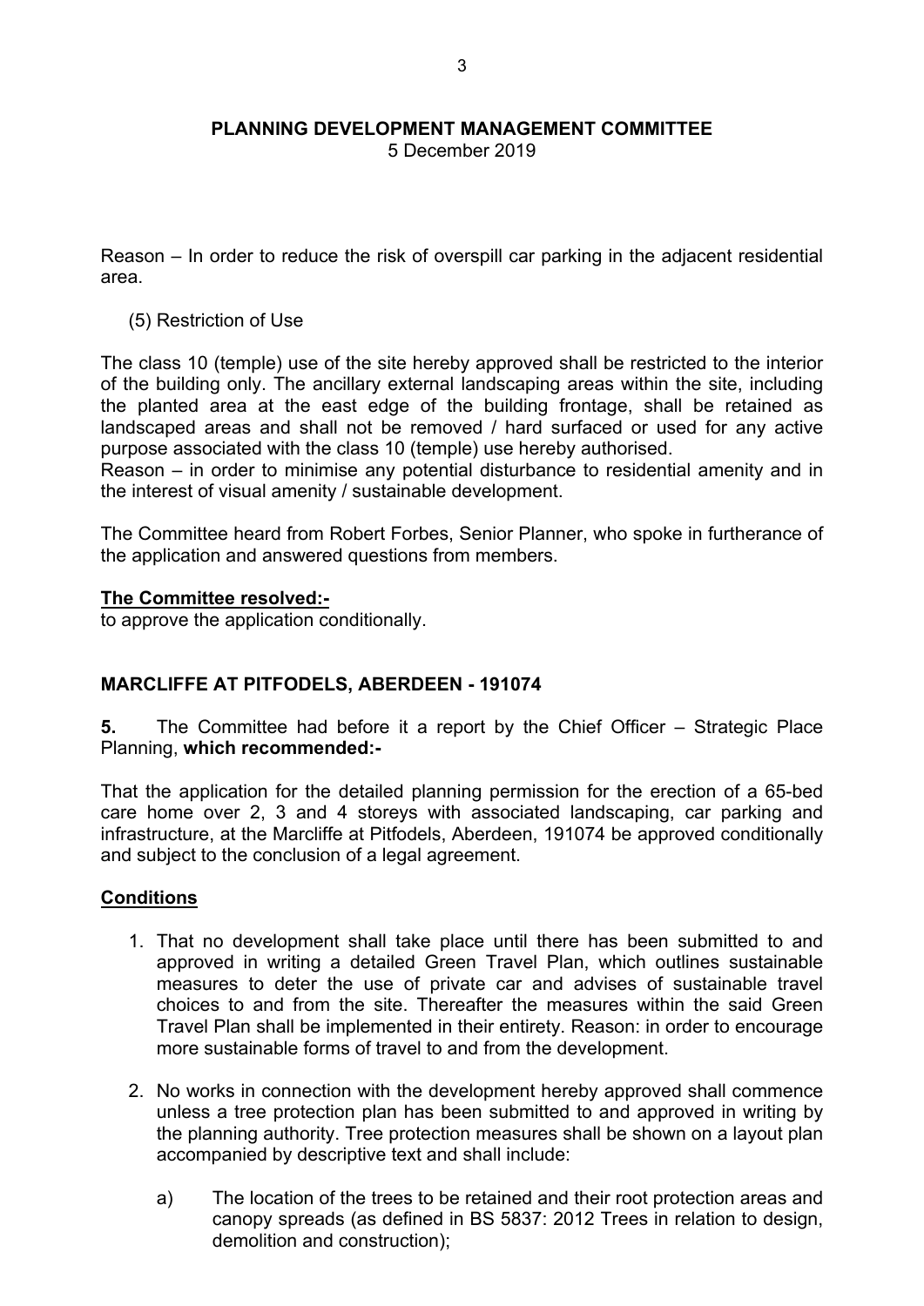Reason – In order to reduce the risk of overspill car parking in the adjacent residential area.

(5) Restriction of Use

The class 10 (temple) use of the site hereby approved shall be restricted to the interior of the building only. The ancillary external landscaping areas within the site, including the planted area at the east edge of the building frontage, shall be retained as landscaped areas and shall not be removed / hard surfaced or used for any active purpose associated with the class 10 (temple) use hereby authorised.
Reason – in order to minimise any potential disturbance to residential amenity and in the interest of visual amenity / sustainable development.

The Committee heard from Robert Forbes, Senior Planner, who spoke in furtherance of the application and answered questions from members.

**The Committee resolved:-**
to approve the application conditionally.

## MARCLIFFE AT PITFODELS, ABERDEEN - 191074

**5.** The Committee had before it a report by the Chief Officer – Strategic Place Planning, **which recommended:-**

That the application for the detailed planning permission for the erection of a 65-bed care home over 2, 3 and 4 storeys with associated landscaping, car parking and infrastructure, at the Marcliffe at Pitfodels, Aberdeen, 191074 be approved conditionally and subject to the conclusion of a legal agreement.

**Conditions**

1. That no development shall take place until there has been submitted to and approved in writing a detailed Green Travel Plan, which outlines sustainable measures to deter the use of private car and advises of sustainable travel choices to and from the site. Thereafter the measures within the said Green Travel Plan shall be implemented in their entirety. Reason: in order to encourage more sustainable forms of travel to and from the development.

2. No works in connection with the development hereby approved shall commence unless a tree protection plan has been submitted to and approved in writing by the planning authority. Tree protection measures shall be shown on a layout plan accompanied by descriptive text and shall include:

   a) The location of the trees to be retained and their root protection areas and canopy spreads (as defined in BS 5837: 2012 Trees in relation to design, demolition and construction);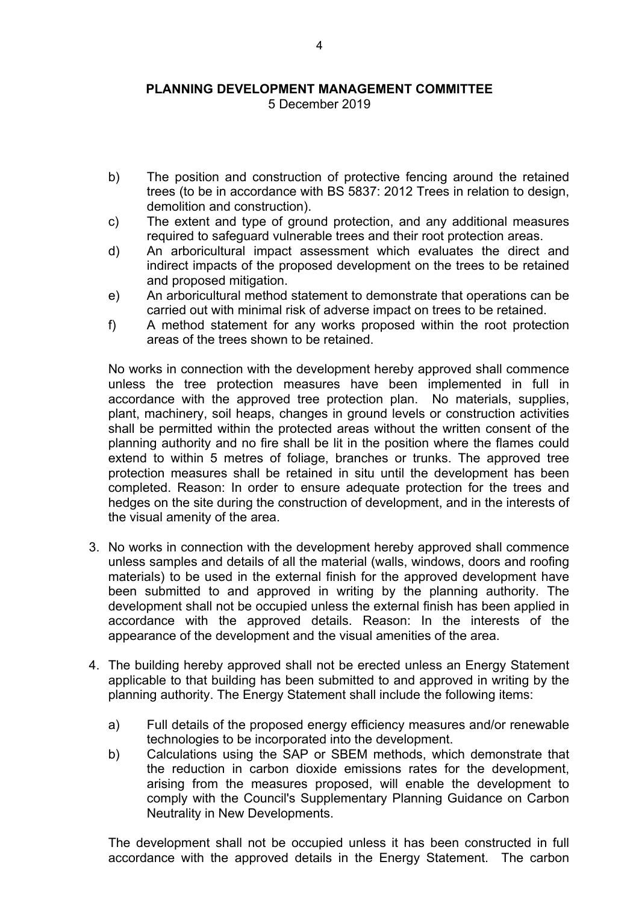b) The position and construction of protective fencing around the retained trees (to be in accordance with BS 5837: 2012 Trees in relation to design, demolition and construction).

c) The extent and type of ground protection, and any additional measures required to safeguard vulnerable trees and their root protection areas.

d) An arboricultural impact assessment which evaluates the direct and indirect impacts of the proposed development on the trees to be retained and proposed mitigation.

e) An arboricultural method statement to demonstrate that operations can be carried out with minimal risk of adverse impact on trees to be retained.

f) A method statement for any works proposed within the root protection areas of the trees shown to be retained.

No works in connection with the development hereby approved shall commence unless the tree protection measures have been implemented in full in accordance with the approved tree protection plan. No materials, supplies, plant, machinery, soil heaps, changes in ground levels or construction activities shall be permitted within the protected areas without the written consent of the planning authority and no fire shall be lit in the position where the flames could extend to within 5 metres of foliage, branches or trunks. The approved tree protection measures shall be retained in situ until the development has been completed. Reason: In order to ensure adequate protection for the trees and hedges on the site during the construction of development, and in the interests of the visual amenity of the area.

3. No works in connection with the development hereby approved shall commence unless samples and details of all the material (walls, windows, doors and roofing materials) to be used in the external finish for the approved development have been submitted to and approved in writing by the planning authority. The development shall not be occupied unless the external finish has been applied in accordance with the approved details. Reason: In the interests of the appearance of the development and the visual amenities of the area.

4. The building hereby approved shall not be erected unless an Energy Statement applicable to that building has been submitted to and approved in writing by the planning authority. The Energy Statement shall include the following items:

   a) Full details of the proposed energy efficiency measures and/or renewable technologies to be incorporated into the development.

   b) Calculations using the SAP or SBEM methods, which demonstrate that the reduction in carbon dioxide emissions rates for the development, arising from the measures proposed, will enable the development to comply with the Council's Supplementary Planning Guidance on Carbon Neutrality in New Developments.

   The development shall not be occupied unless it has been constructed in full accordance with the approved details in the Energy Statement. The carbon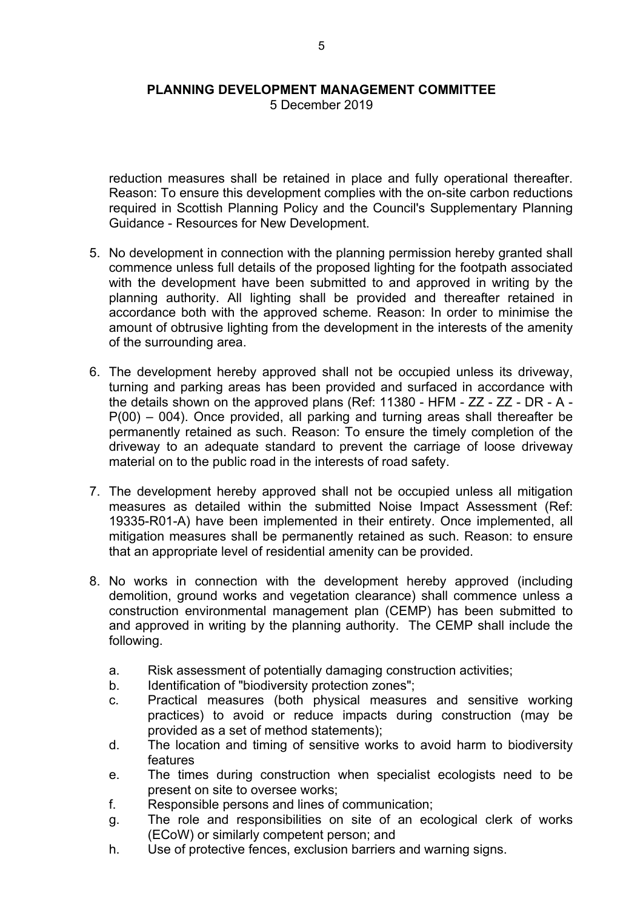reduction measures shall be retained in place and fully operational thereafter. Reason: To ensure this development complies with the on-site carbon reductions required in Scottish Planning Policy and the Council's Supplementary Planning Guidance - Resources for New Development.

5. No development in connection with the planning permission hereby granted shall commence unless full details of the proposed lighting for the footpath associated with the development have been submitted to and approved in writing by the planning authority. All lighting shall be provided and thereafter retained in accordance both with the approved scheme. Reason: In order to minimise the amount of obtrusive lighting from the development in the interests of the amenity of the surrounding area.

6. The development hereby approved shall not be occupied unless its driveway, turning and parking areas has been provided and surfaced in accordance with the details shown on the approved plans (Ref: 11380 - HFM - ZZ - ZZ - DR - A - P(00) – 004). Once provided, all parking and turning areas shall thereafter be permanently retained as such. Reason: To ensure the timely completion of the driveway to an adequate standard to prevent the carriage of loose driveway material on to the public road in the interests of road safety.

7. The development hereby approved shall not be occupied unless all mitigation measures as detailed within the submitted Noise Impact Assessment (Ref: 19335-R01-A) have been implemented in their entirety. Once implemented, all mitigation measures shall be permanently retained as such. Reason: to ensure that an appropriate level of residential amenity can be provided.

8. No works in connection with the development hereby approved (including demolition, ground works and vegetation clearance) shall commence unless a construction environmental management plan (CEMP) has been submitted to and approved in writing by the planning authority. The CEMP shall include the following.

    a. Risk assessment of potentially damaging construction activities;
    b. Identification of "biodiversity protection zones";
    c. Practical measures (both physical measures and sensitive working practices) to avoid or reduce impacts during construction (may be provided as a set of method statements);
    d. The location and timing of sensitive works to avoid harm to biodiversity features
    e. The times during construction when specialist ecologists need to be present on site to oversee works;
    f. Responsible persons and lines of communication;
    g. The role and responsibilities on site of an ecological clerk of works (ECoW) or similarly competent person; and
    h. Use of protective fences, exclusion barriers and warning signs.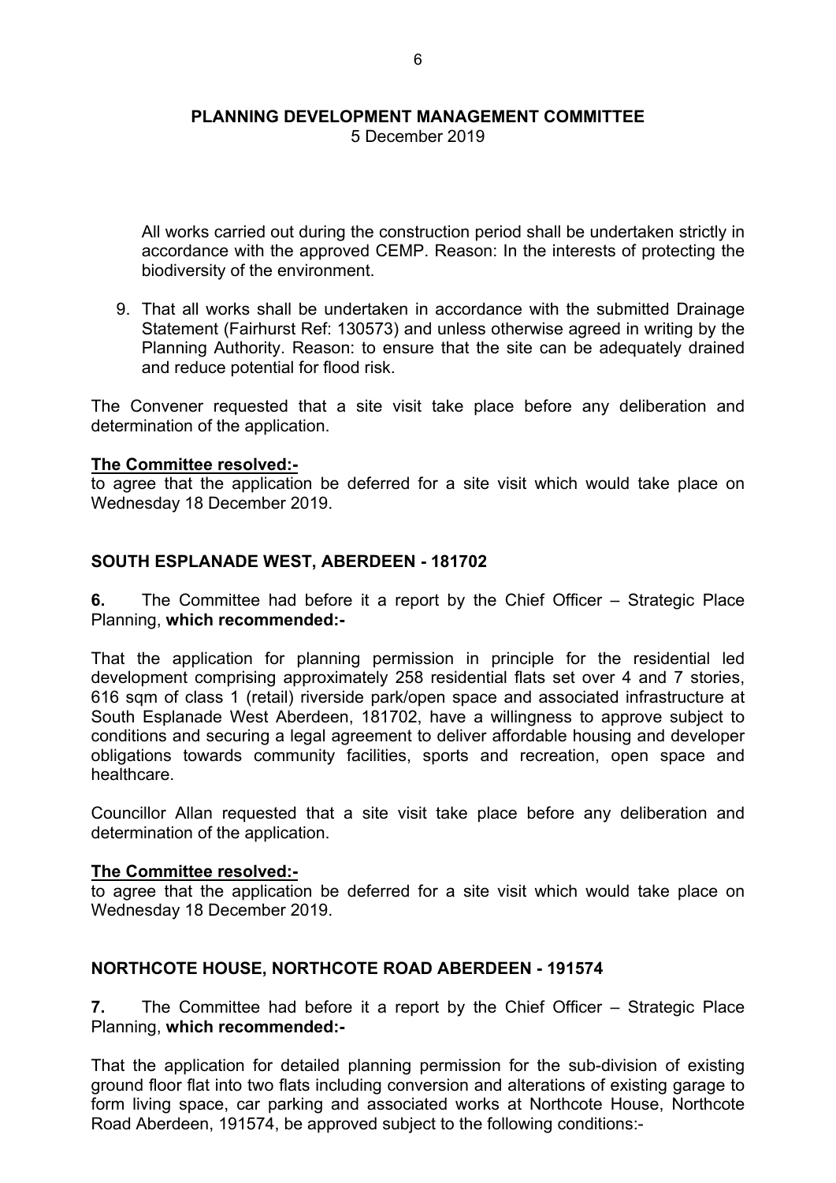All works carried out during the construction period shall be undertaken strictly in accordance with the approved CEMP. Reason: In the interests of protecting the biodiversity of the environment.

9. That all works shall be undertaken in accordance with the submitted Drainage Statement (Fairhurst Ref: 130573) and unless otherwise agreed in writing by the Planning Authority. Reason: to ensure that the site can be adequately drained and reduce potential for flood risk.

The Convener requested that a site visit take place before any deliberation and determination of the application.

**The Committee resolved:-**
to agree that the application be deferred for a site visit which would take place on Wednesday 18 December 2019.

## SOUTH ESPLANADE WEST, ABERDEEN - 181702

**6.** The Committee had before it a report by the Chief Officer – Strategic Place Planning, **which recommended:-**

That the application for planning permission in principle for the residential led development comprising approximately 258 residential flats set over 4 and 7 stories, 616 sqm of class 1 (retail) riverside park/open space and associated infrastructure at South Esplanade West Aberdeen, 181702, have a willingness to approve subject to conditions and securing a legal agreement to deliver affordable housing and developer obligations towards community facilities, sports and recreation, open space and healthcare.

Councillor Allan requested that a site visit take place before any deliberation and determination of the application.

**The Committee resolved:-**
to agree that the application be deferred for a site visit which would take place on Wednesday 18 December 2019.

## NORTHCOTE HOUSE, NORTHCOTE ROAD ABERDEEN - 191574

**7.** The Committee had before it a report by the Chief Officer – Strategic Place Planning, **which recommended:-**

That the application for detailed planning permission for the sub-division of existing ground floor flat into two flats including conversion and alterations of existing garage to form living space, car parking and associated works at Northcote House, Northcote Road Aberdeen, 191574, be approved subject to the following conditions:-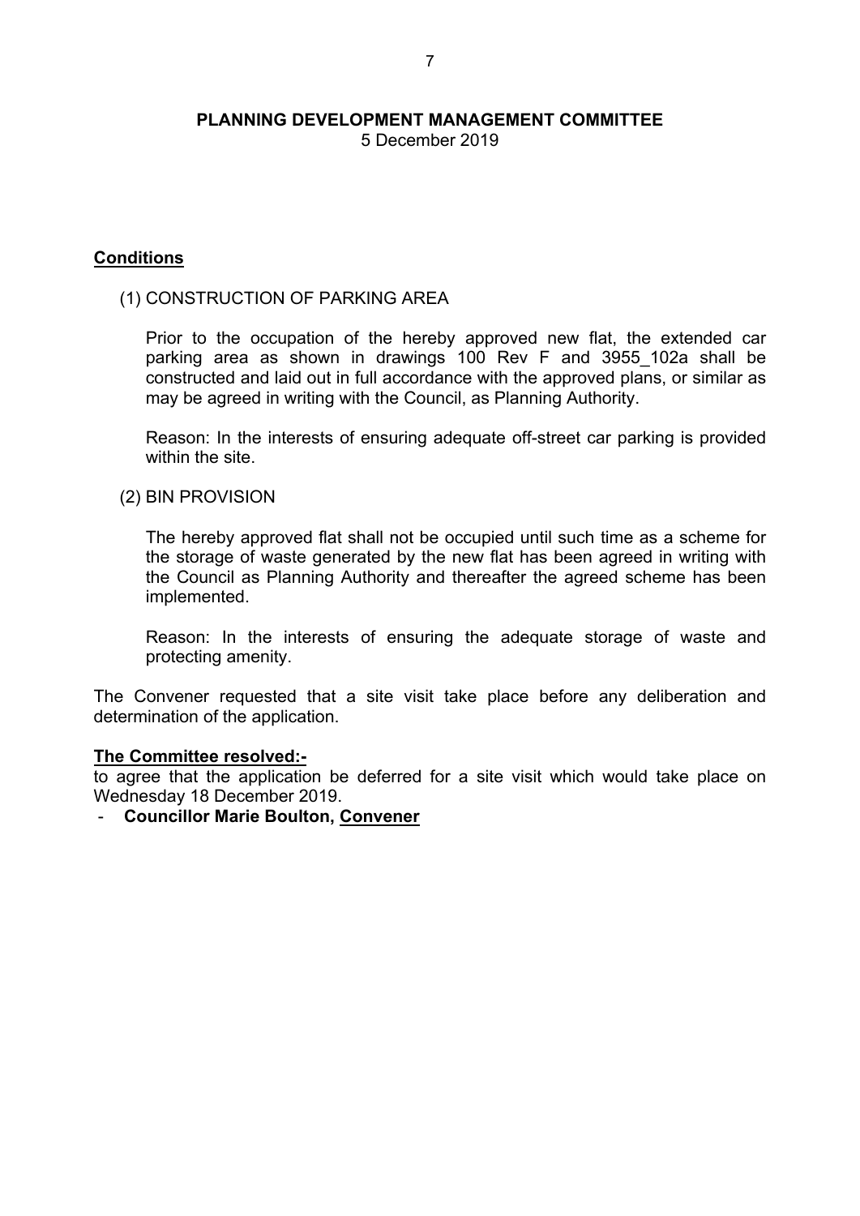**PLANNING DEVELOPMENT MANAGEMENT COMMITTEE**
5 December 2019

**Conditions**

(1) CONSTRUCTION OF PARKING AREA

Prior to the occupation of the hereby approved new flat, the extended car parking area as shown in drawings 100 Rev F and 3955_102a shall be constructed and laid out in full accordance with the approved plans, or similar as may be agreed in writing with the Council, as Planning Authority.

Reason: In the interests of ensuring adequate off-street car parking is provided within the site.

(2) BIN PROVISION

The hereby approved flat shall not be occupied until such time as a scheme for the storage of waste generated by the new flat has been agreed in writing with the Council as Planning Authority and thereafter the agreed scheme has been implemented.

Reason: In the interests of ensuring the adequate storage of waste and protecting amenity.

The Convener requested that a site visit take place before any deliberation and determination of the application.

**The Committee resolved:-**
to agree that the application be deferred for a site visit which would take place on Wednesday 18 December 2019.

- **Councillor Marie Boulton, Convener**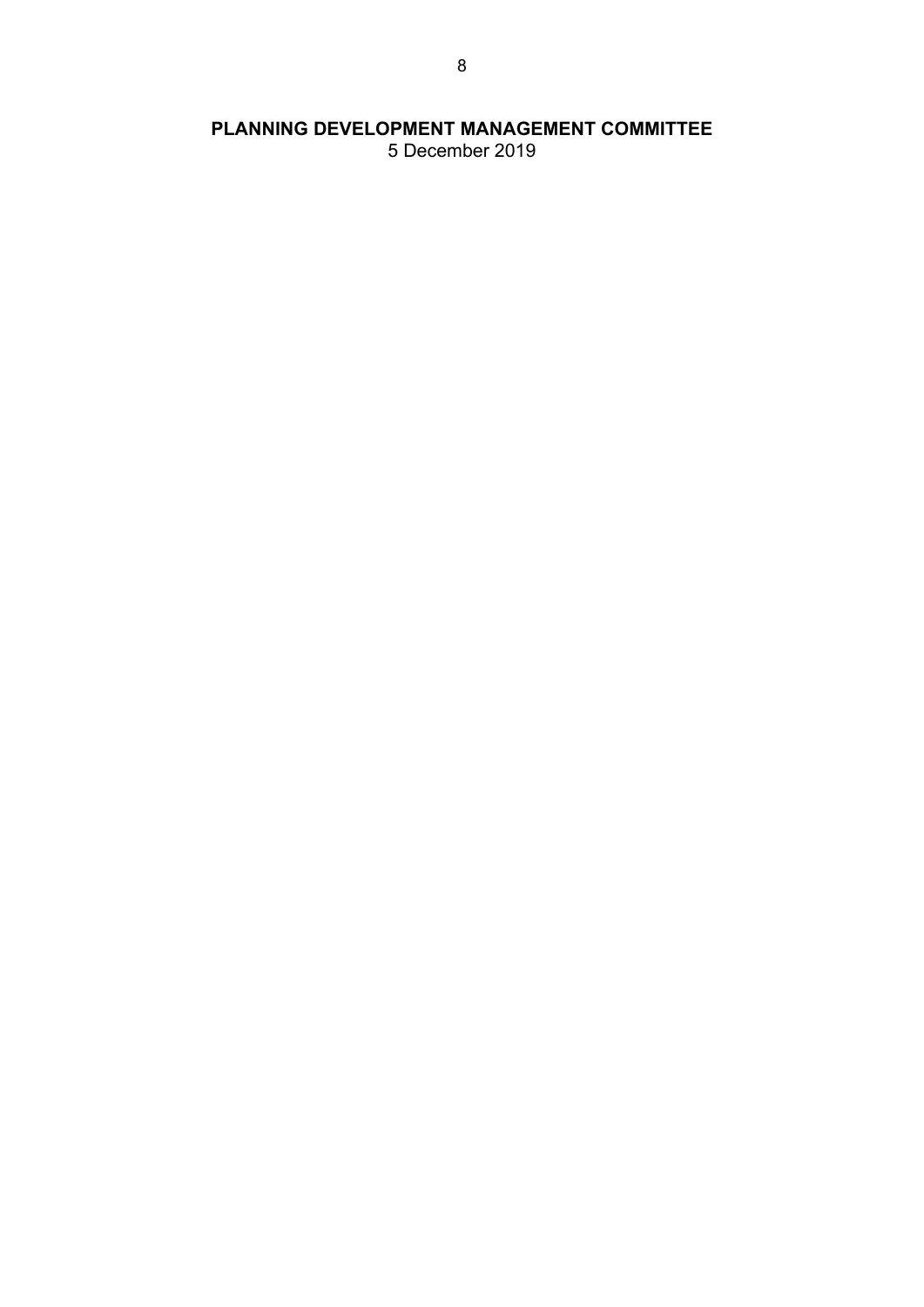**PLANNING DEVELOPMENT MANAGEMENT COMMITTEE**
5 December 2019